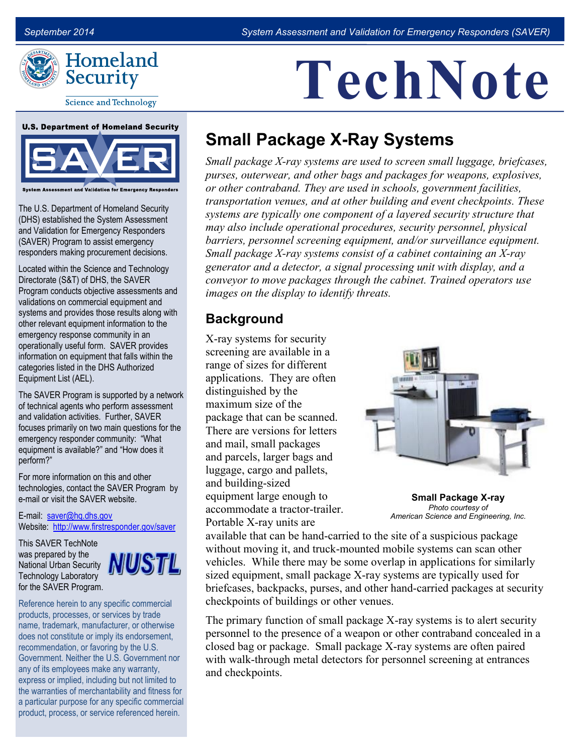# TechNote

## Small Package X-Ray Systems

*Small package X-ray systems are used to screen small luggage, briefcases, purses, outerwear, and other bags and packages for weapons, explosives, or other contraband. They are used in schools, government facilities, transportation venues, and at other building and event checkpoints. These systems are typically one component of a layered security structure that may also include operational procedures, security personnel, physical barriers, personnel screening equipment, and/or surveillance equipment. Small package X-ray systems consist of a cabinet containing an X-ray generator and a detector, a signal processing unit with display, and a conveyor to move packages through the cabinet. Trained operators use images on the display to identify threats.*

### Background

X-ray systems for security screening are available in a range of sizes for different applications. They are often distinguished by the maximum size of the package that can be scanned. There are versions for letters and mail, small packages and parcels, larger bags and luggage, cargo and pallets, and building-sized equipment large enough to accommodate a tractor-trailer. Portable X-ray units are available that can be hand-carried to the site of a suspicious package without moving it, and truck-mounted mobile systems can scan other vehicles. While there may be some overlap in applications for similarly sized equipment, small package X-ray systems are typically used for briefcases, backpacks, purses, and other hand-carried packages at security checkpoints of buildings or other venues.

**Small Package X-ray**
*Photo courtesy of American Science and Engineering, Inc.*

The primary function of small package X-ray systems is to alert security personnel to the presence of a weapon or other contraband concealed in a closed bag or package. Small package X-ray systems are often paired with walk-through metal detectors for personnel screening at entrances and checkpoints.

---

**U.S. Department of Homeland Security**

**SAVER** — System Assessment and Validation for Emergency Responders

The U.S. Department of Homeland Security (DHS) established the System Assessment and Validation for Emergency Responders (SAVER) Program to assist emergency responders making procurement decisions.

Located within the Science and Technology Directorate (S&T) of DHS, the SAVER Program conducts objective assessments and validations on commercial equipment and systems and provides those results along with other relevant equipment information to the emergency response community in an operationally useful form. SAVER provides information on equipment that falls within the categories listed in the DHS Authorized Equipment List (AEL).

The SAVER Program is supported by a network of technical agents who perform assessment and validation activities. Further, SAVER focuses primarily on two main questions for the emergency responder community: "What equipment is available?" and "How does it perform?"

For more information on this and other technologies, contact the SAVER Program by e-mail or visit the SAVER website.

E-mail: saver@hq.dhs.gov
Website: http://www.firstresponder.gov/saver

This SAVER TechNote was prepared by the National Urban Security Technology Laboratory for the SAVER Program.

Reference herein to any specific commercial products, processes, or services by trade name, trademark, manufacturer, or otherwise does not constitute or imply its endorsement, recommendation, or favoring by the U.S. Government. Neither the U.S. Government nor any of its employees make any warranty, express or implied, including but not limited to the warranties of merchantability and fitness for a particular purpose for any specific commercial product, process, or service referenced herein.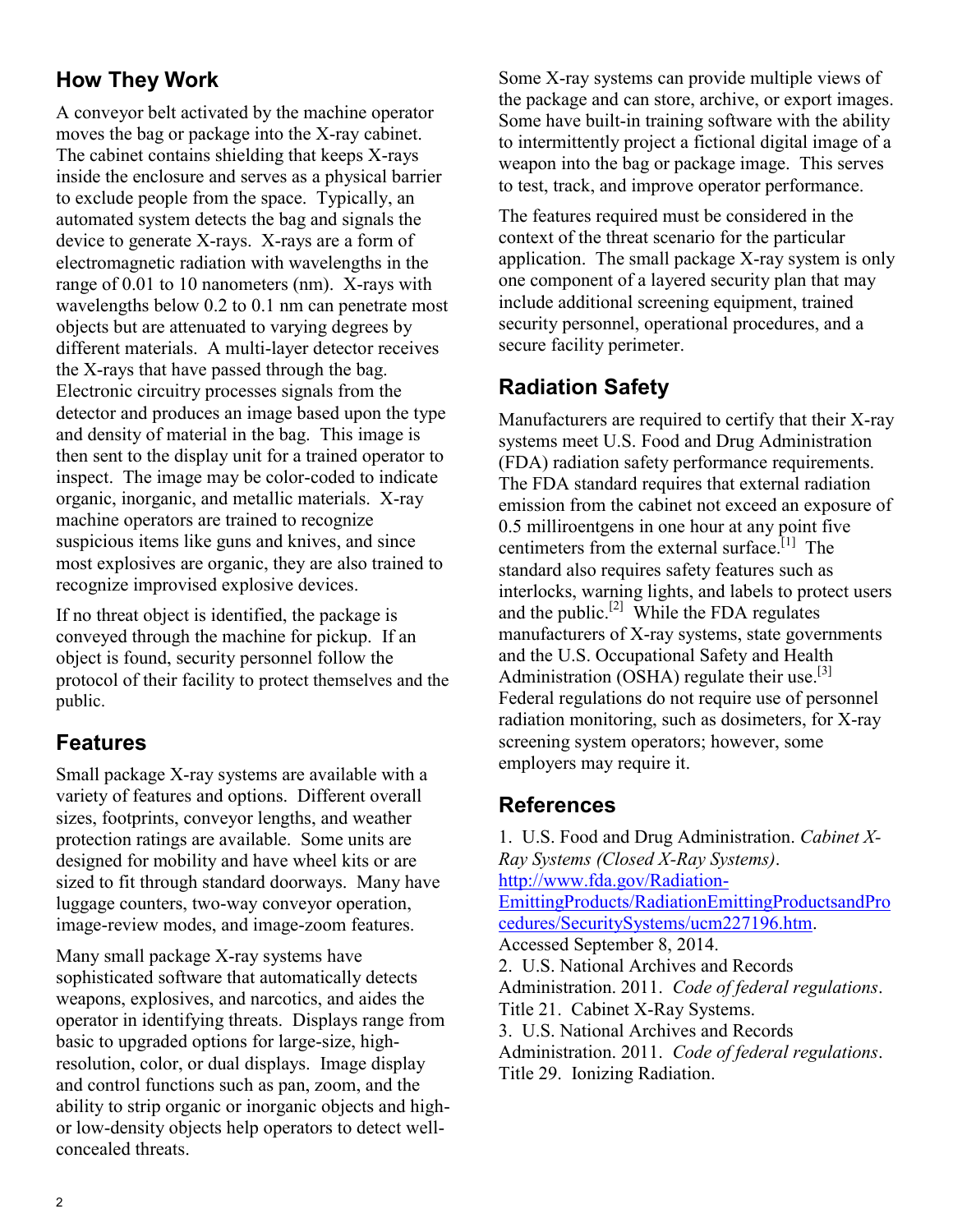## How They Work

A conveyor belt activated by the machine operator moves the bag or package into the X-ray cabinet. The cabinet contains shielding that keeps X-rays inside the enclosure and serves as a physical barrier to exclude people from the space. Typically, an automated system detects the bag and signals the device to generate X-rays. X-rays are a form of electromagnetic radiation with wavelengths in the range of 0.01 to 10 nanometers (nm). X-rays with wavelengths below 0.2 to 0.1 nm can penetrate most objects but are attenuated to varying degrees by different materials. A multi-layer detector receives the X-rays that have passed through the bag. Electronic circuitry processes signals from the detector and produces an image based upon the type and density of material in the bag. This image is then sent to the display unit for a trained operator to inspect. The image may be color-coded to indicate organic, inorganic, and metallic materials. X-ray machine operators are trained to recognize suspicious items like guns and knives, and since most explosives are organic, they are also trained to recognize improvised explosive devices.

If no threat object is identified, the package is conveyed through the machine for pickup. If an object is found, security personnel follow the protocol of their facility to protect themselves and the public.

## Features

Small package X-ray systems are available with a variety of features and options. Different overall sizes, footprints, conveyor lengths, and weather protection ratings are available. Some units are designed for mobility and have wheel kits or are sized to fit through standard doorways. Many have luggage counters, two-way conveyor operation, image-review modes, and image-zoom features.

Many small package X-ray systems have sophisticated software that automatically detects weapons, explosives, and narcotics, and aides the operator in identifying threats. Displays range from basic to upgraded options for large-size, high-resolution, color, or dual displays. Image display and control functions such as pan, zoom, and the ability to strip organic or inorganic objects and high- or low-density objects help operators to detect well-concealed threats.

Some X-ray systems can provide multiple views of the package and can store, archive, or export images. Some have built-in training software with the ability to intermittently project a fictional digital image of a weapon into the bag or package image. This serves to test, track, and improve operator performance.

The features required must be considered in the context of the threat scenario for the particular application. The small package X-ray system is only one component of a layered security plan that may include additional screening equipment, trained security personnel, operational procedures, and a secure facility perimeter.

## Radiation Safety

Manufacturers are required to certify that their X-ray systems meet U.S. Food and Drug Administration (FDA) radiation safety performance requirements. The FDA standard requires that external radiation emission from the cabinet not exceed an exposure of 0.5 milliroentgens in one hour at any point five centimeters from the external surface.[1] The standard also requires safety features such as interlocks, warning lights, and labels to protect users and the public.[2] While the FDA regulates manufacturers of X-ray systems, state governments and the U.S. Occupational Safety and Health Administration (OSHA) regulate their use.[3] Federal regulations do not require use of personnel radiation monitoring, such as dosimeters, for X-ray screening system operators; however, some employers may require it.

## References

1. U.S. Food and Drug Administration. *Cabinet X-Ray Systems (Closed X-Ray Systems)*. [http://www.fda.gov/Radiation-EmittingProducts/RadiationEmittingProductsandProcedures/SecuritySystems/ucm227196.htm](http://www.fda.gov/Radiation-EmittingProducts/RadiationEmittingProductsandProcedures/SecuritySystems/ucm227196.htm). Accessed September 8, 2014.
2. U.S. National Archives and Records Administration. 2011. *Code of federal regulations*. Title 21. Cabinet X-Ray Systems.
3. U.S. National Archives and Records Administration. 2011. *Code of federal regulations*. Title 29. Ionizing Radiation.